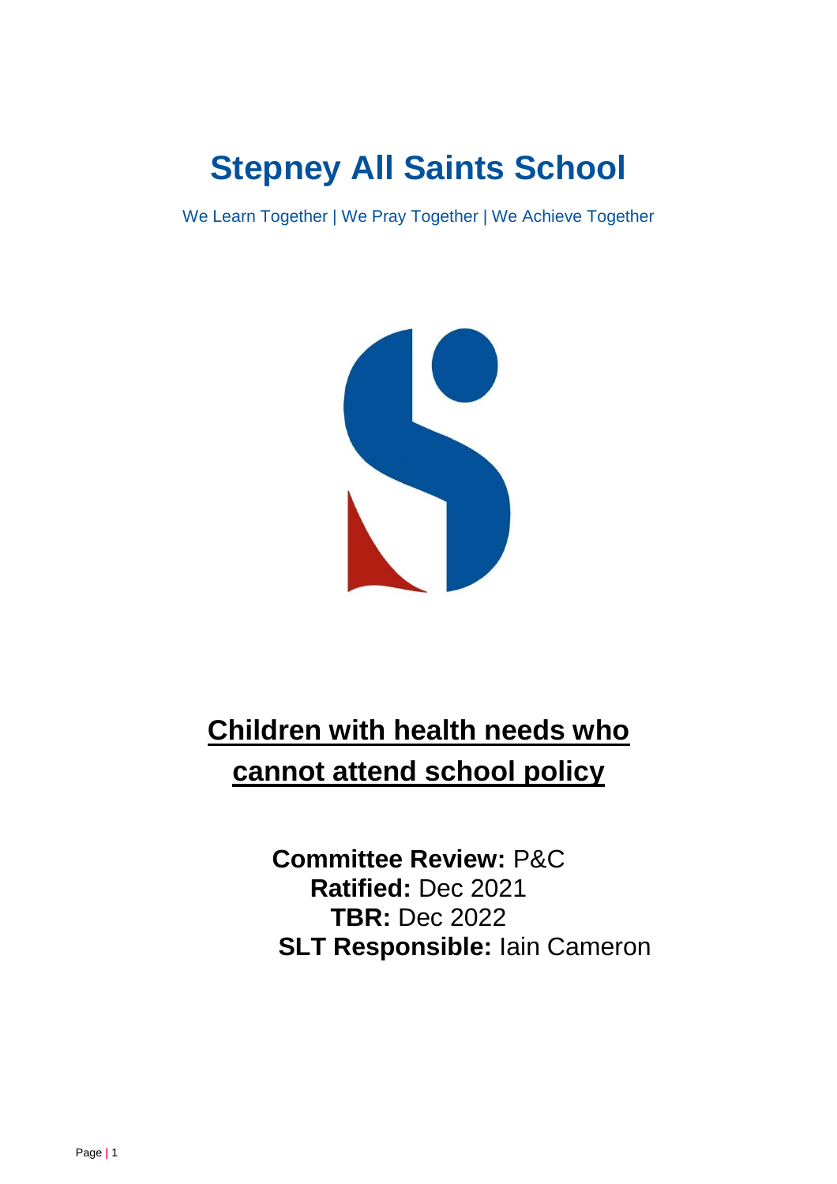# Stepney All Saints School

We Learn Together | We Pray Together | We Achieve Together

## Children with health needs who cannot attend school policy

**Committee Review:** P&C
**Ratified:** Dec 2021
**TBR:** Dec 2022
**SLT Responsible:** Iain Cameron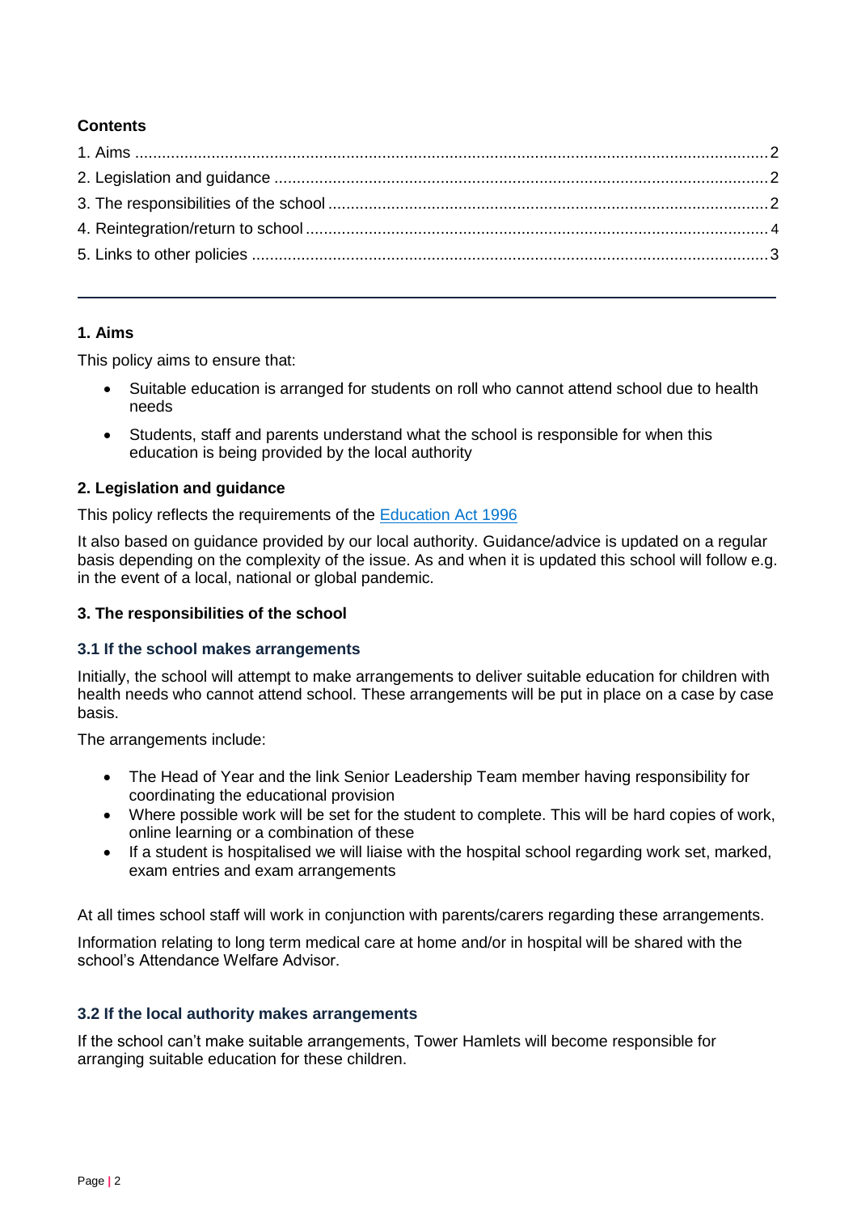**Contents**

1. Aims ........................................................................................................ 2
2. Legislation and guidance ........................................................................ 2
3. The responsibilities of the school ........................................................... 2
4. Reintegration/return to school ................................................................ 4
5. Links to other policies ............................................................................ 3

---

## 1. Aims

This policy aims to ensure that:

- Suitable education is arranged for students on roll who cannot attend school due to health needs
- Students, staff and parents understand what the school is responsible for when this education is being provided by the local authority

## 2. Legislation and guidance

This policy reflects the requirements of the [Education Act 1996](Education Act 1996)

It also based on guidance provided by our local authority. Guidance/advice is updated on a regular basis depending on the complexity of the issue. As and when it is updated this school will follow e.g. in the event of a local, national or global pandemic.

## 3. The responsibilities of the school

### 3.1 If the school makes arrangements

Initially, the school will attempt to make arrangements to deliver suitable education for children with health needs who cannot attend school. These arrangements will be put in place on a case by case basis.

The arrangements include:

- The Head of Year and the link Senior Leadership Team member having responsibility for coordinating the educational provision
- Where possible work will be set for the student to complete. This will be hard copies of work, online learning or a combination of these
- If a student is hospitalised we will liaise with the hospital school regarding work set, marked, exam entries and exam arrangements

At all times school staff will work in conjunction with parents/carers regarding these arrangements.

Information relating to long term medical care at home and/or in hospital will be shared with the school's Attendance Welfare Advisor.

### 3.2 If the local authority makes arrangements

If the school can't make suitable arrangements, Tower Hamlets will become responsible for arranging suitable education for these children.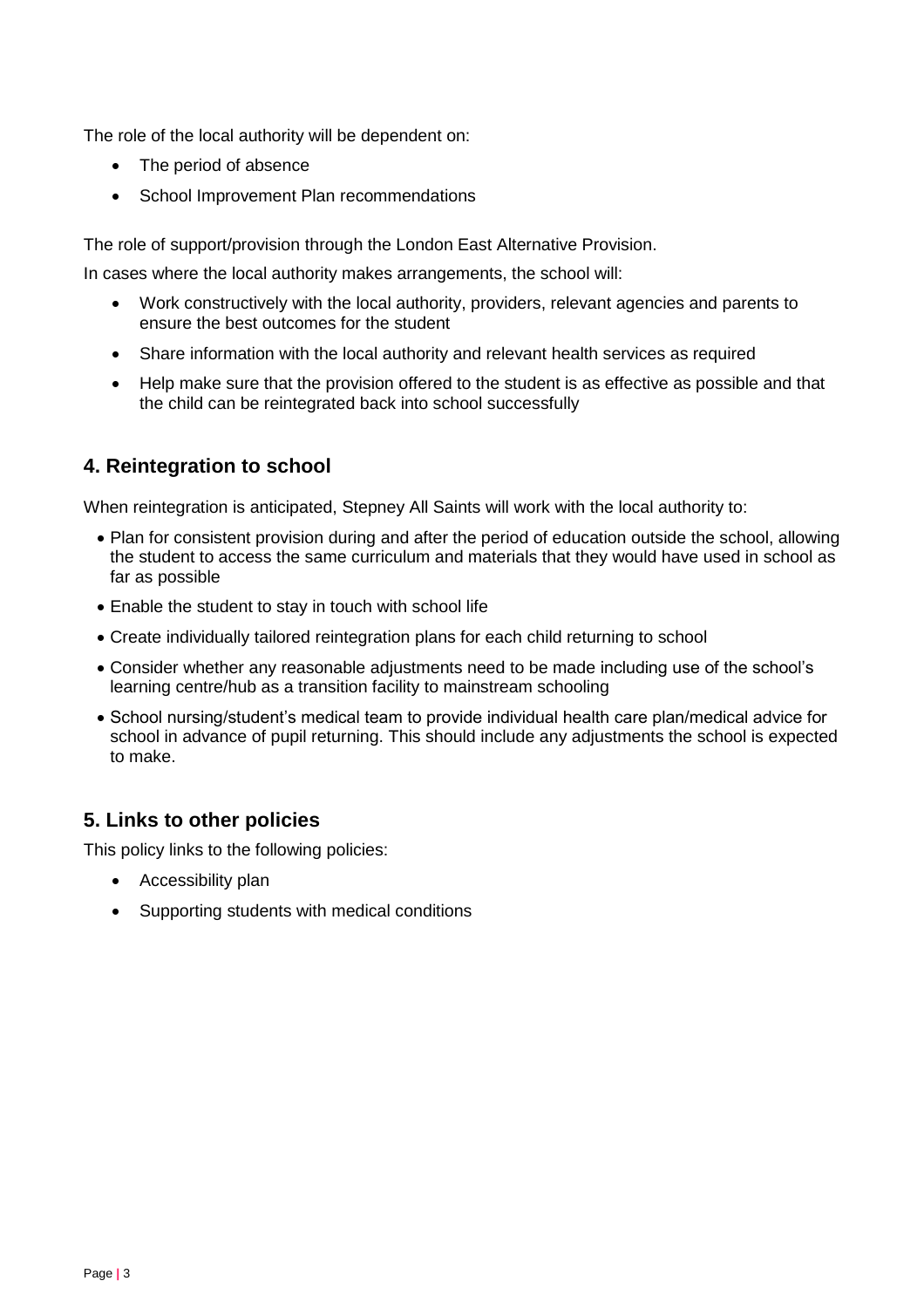The role of the local authority will be dependent on:

- The period of absence
- School Improvement Plan recommendations

The role of support/provision through the London East Alternative Provision.

In cases where the local authority makes arrangements, the school will:

- Work constructively with the local authority, providers, relevant agencies and parents to ensure the best outcomes for the student
- Share information with the local authority and relevant health services as required
- Help make sure that the provision offered to the student is as effective as possible and that the child can be reintegrated back into school successfully

## 4. Reintegration to school

When reintegration is anticipated, Stepney All Saints will work with the local authority to:

- Plan for consistent provision during and after the period of education outside the school, allowing the student to access the same curriculum and materials that they would have used in school as far as possible
- Enable the student to stay in touch with school life
- Create individually tailored reintegration plans for each child returning to school
- Consider whether any reasonable adjustments need to be made including use of the school's learning centre/hub as a transition facility to mainstream schooling
- School nursing/student's medical team to provide individual health care plan/medical advice for school in advance of pupil returning. This should include any adjustments the school is expected to make.

## 5. Links to other policies

This policy links to the following policies:

- Accessibility plan
- Supporting students with medical conditions